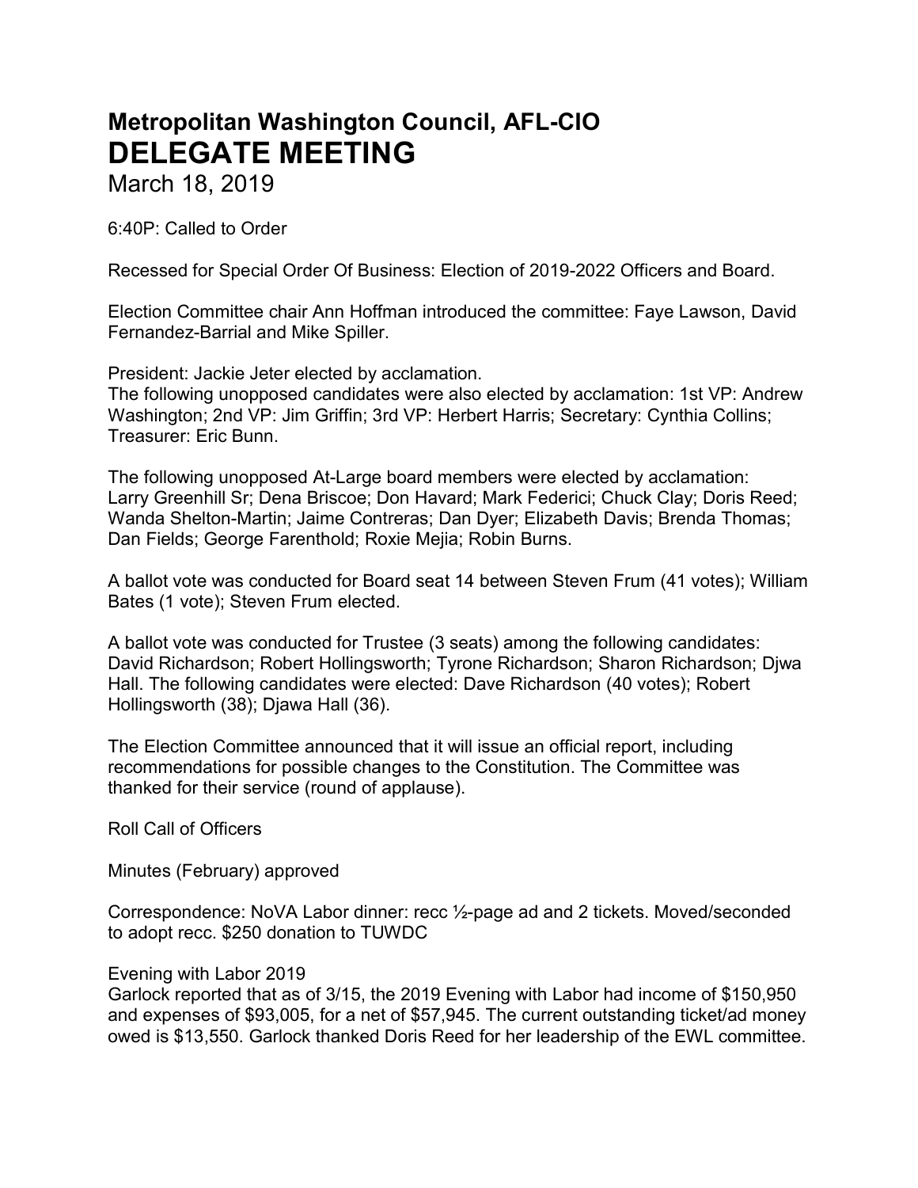# Metropolitan Washington Council, AFL-CIO
# DELEGATE MEETING

March 18, 2019

6:40P: Called to Order

Recessed for Special Order Of Business: Election of 2019-2022 Officers and Board.

Election Committee chair Ann Hoffman introduced the committee: Faye Lawson, David Fernandez-Barrial and Mike Spiller.

President: Jackie Jeter elected by acclamation.
The following unopposed candidates were also elected by acclamation: 1st VP: Andrew Washington; 2nd VP: Jim Griffin; 3rd VP: Herbert Harris; Secretary: Cynthia Collins; Treasurer: Eric Bunn.

The following unopposed At-Large board members were elected by acclamation: Larry Greenhill Sr; Dena Briscoe; Don Havard; Mark Federici; Chuck Clay; Doris Reed; Wanda Shelton-Martin; Jaime Contreras; Dan Dyer; Elizabeth Davis; Brenda Thomas; Dan Fields; George Farenthold; Roxie Mejia; Robin Burns.

A ballot vote was conducted for Board seat 14 between Steven Frum (41 votes); William Bates (1 vote); Steven Frum elected.

A ballot vote was conducted for Trustee (3 seats) among the following candidates: David Richardson; Robert Hollingsworth; Tyrone Richardson; Sharon Richardson; Djwa Hall. The following candidates were elected: Dave Richardson (40 votes); Robert Hollingsworth (38); Djawa Hall (36).

The Election Committee announced that it will issue an official report, including recommendations for possible changes to the Constitution. The Committee was thanked for their service (round of applause).

Roll Call of Officers

Minutes (February) approved

Correspondence: NoVA Labor dinner: recc ½-page ad and 2 tickets. Moved/seconded to adopt recc. $250 donation to TUWDC

Evening with Labor 2019
Garlock reported that as of 3/15, the 2019 Evening with Labor had income of $150,950 and expenses of $93,005, for a net of $57,945. The current outstanding ticket/ad money owed is $13,550. Garlock thanked Doris Reed for her leadership of the EWL committee.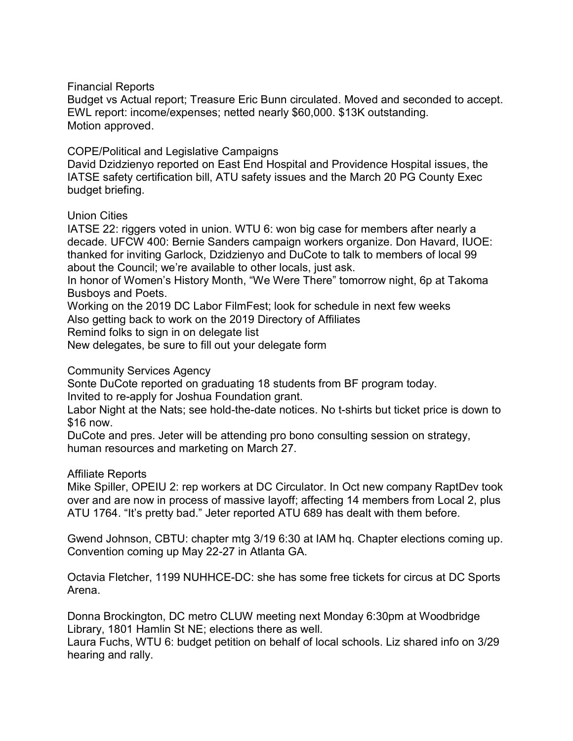Financial Reports

Budget vs Actual report; Treasure Eric Bunn circulated. Moved and seconded to accept.
EWL report: income/expenses; netted nearly $60,000. $13K outstanding.
Motion approved.

COPE/Political and Legislative Campaigns

David Dzidzienyo reported on East End Hospital and Providence Hospital issues, the IATSE safety certification bill, ATU safety issues and the March 20 PG County Exec budget briefing.

Union Cities

IATSE 22: riggers voted in union. WTU 6: won big case for members after nearly a decade. UFCW 400: Bernie Sanders campaign workers organize. Don Havard, IUOE: thanked for inviting Garlock, Dzidzienyo and DuCote to talk to members of local 99 about the Council; we're available to other locals, just ask.
In honor of Women's History Month, "We Were There" tomorrow night, 6p at Takoma Busboys and Poets.
Working on the 2019 DC Labor FilmFest; look for schedule in next few weeks
Also getting back to work on the 2019 Directory of Affiliates
Remind folks to sign in on delegate list
New delegates, be sure to fill out your delegate form

Community Services Agency

Sonte DuCote reported on graduating 18 students from BF program today.
Invited to re-apply for Joshua Foundation grant.
Labor Night at the Nats; see hold-the-date notices. No t-shirts but ticket price is down to $16 now.
DuCote and pres. Jeter will be attending pro bono consulting session on strategy, human resources and marketing on March 27.

Affiliate Reports

Mike Spiller, OPEIU 2: rep workers at DC Circulator. In Oct new company RaptDev took over and are now in process of massive layoff; affecting 14 members from Local 2, plus ATU 1764. "It's pretty bad." Jeter reported ATU 689 has dealt with them before.

Gwend Johnson, CBTU: chapter mtg 3/19 6:30 at IAM hq. Chapter elections coming up. Convention coming up May 22-27 in Atlanta GA.

Octavia Fletcher, 1199 NUHHCE-DC: she has some free tickets for circus at DC Sports Arena.

Donna Brockington, DC metro CLUW meeting next Monday 6:30pm at Woodbridge Library, 1801 Hamlin St NE; elections there as well.
Laura Fuchs, WTU 6: budget petition on behalf of local schools. Liz shared info on 3/29 hearing and rally.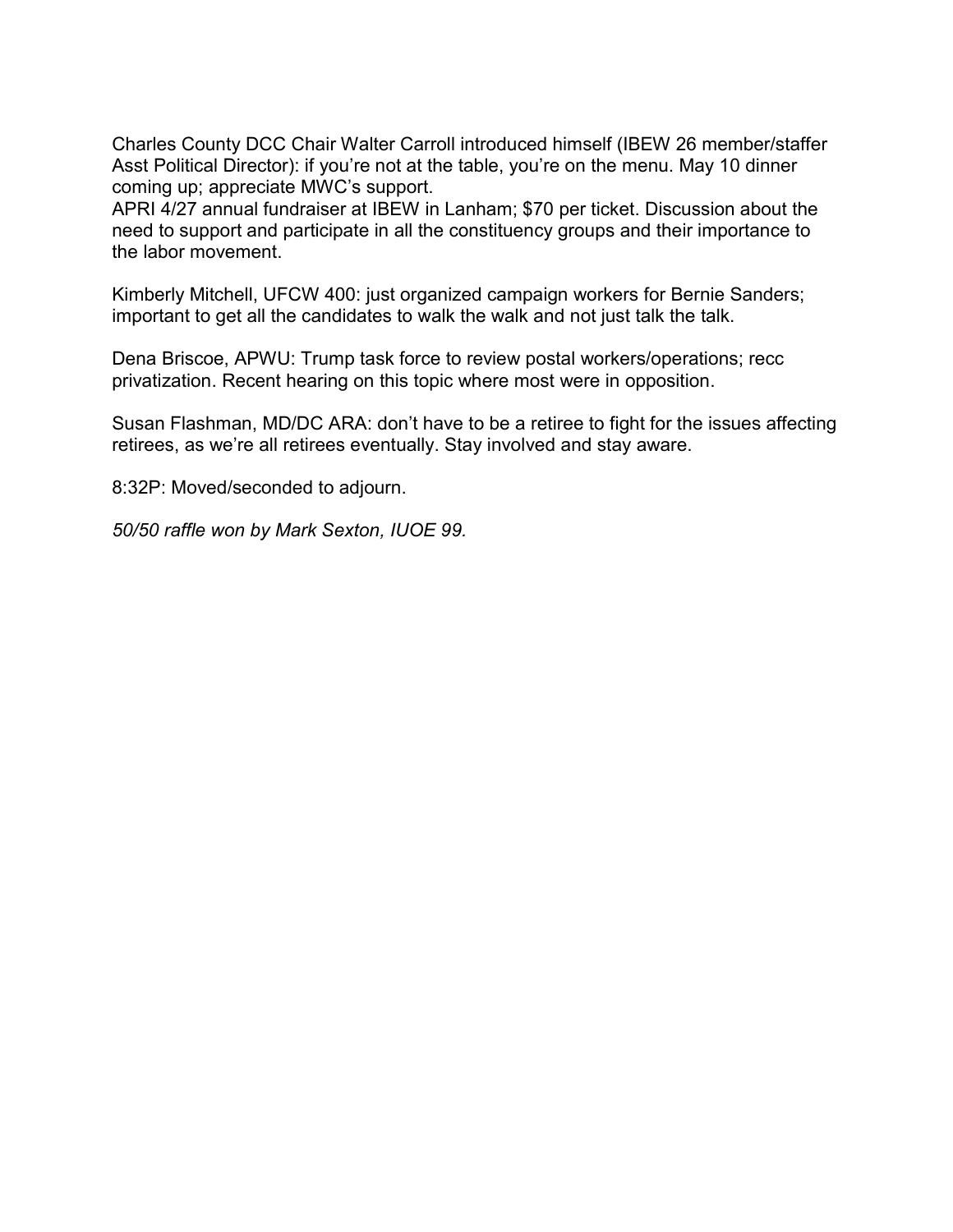Charles County DCC Chair Walter Carroll introduced himself (IBEW 26 member/staffer Asst Political Director): if you're not at the table, you're on the menu. May 10 dinner coming up; appreciate MWC's support.
APRI 4/27 annual fundraiser at IBEW in Lanham; $70 per ticket. Discussion about the need to support and participate in all the constituency groups and their importance to the labor movement.

Kimberly Mitchell, UFCW 400: just organized campaign workers for Bernie Sanders; important to get all the candidates to walk the walk and not just talk the talk.

Dena Briscoe, APWU: Trump task force to review postal workers/operations; recc privatization. Recent hearing on this topic where most were in opposition.

Susan Flashman, MD/DC ARA: don't have to be a retiree to fight for the issues affecting retirees, as we're all retirees eventually. Stay involved and stay aware.

8:32P: Moved/seconded to adjourn.

*50/50 raffle won by Mark Sexton, IUOE 99.*